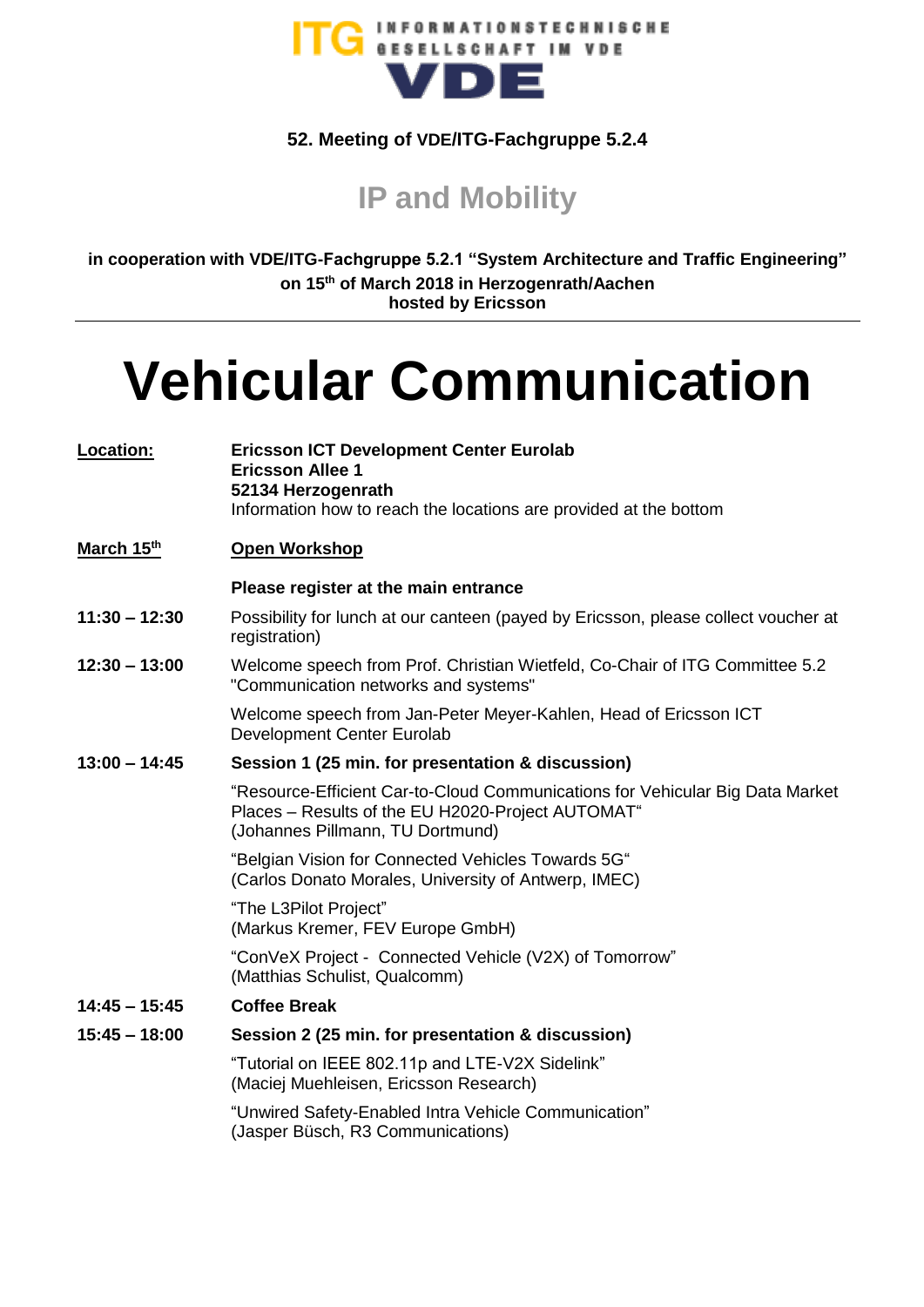ITG INFORMATIONSTECHNISCHE GESELLSCHAFT IM VDE

VDE

**52. Meeting of VDE/ITG-Fachgruppe 5.2.4**

## IP and Mobility

**in cooperation with VDE/ITG-Fachgruppe 5.2.1 "System Architecture and Traffic Engineering"**
**on 15th of March 2018 in Herzogenrath/Aachen**
**hosted by Ericsson**

---

# Vehicular Communication

| | |
|---|---|
| **Location:** | **Ericsson ICT Development Center Eurolab**<br>**Ericsson Allee 1**<br>**52134 Herzogenrath**<br>Information how to reach the locations are provided at the bottom |
| **March 15th** | **Open Workshop** |
| | **Please register at the main entrance** |
| **11:30 – 12:30** | Possibility for lunch at our canteen (payed by Ericsson, please collect voucher at registration) |
| **12:30 – 13:00** | Welcome speech from Prof. Christian Wietfeld, Co-Chair of ITG Committee 5.2 "Communication networks and systems" |
| | Welcome speech from Jan-Peter Meyer-Kahlen, Head of Ericsson ICT Development Center Eurolab |
| **13:00 – 14:45** | **Session 1 (25 min. for presentation & discussion)** |
| | "Resource-Efficient Car-to-Cloud Communications for Vehicular Big Data Market Places – Results of the EU H2020-Project AUTOMAT"<br>(Johannes Pillmann, TU Dortmund) |
| | "Belgian Vision for Connected Vehicles Towards 5G"<br>(Carlos Donato Morales, University of Antwerp, IMEC) |
| | "The L3Pilot Project"<br>(Markus Kremer, FEV Europe GmbH) |
| | "ConVeX Project - Connected Vehicle (V2X) of Tomorrow"<br>(Matthias Schulist, Qualcomm) |
| **14:45 – 15:45** | **Coffee Break** |
| **15:45 – 18:00** | **Session 2 (25 min. for presentation & discussion)** |
| | "Tutorial on IEEE 802.11p and LTE-V2X Sidelink"<br>(Maciej Muehleisen, Ericsson Research) |
| | "Unwired Safety-Enabled Intra Vehicle Communication"<br>(Jasper Büsch, R3 Communications) |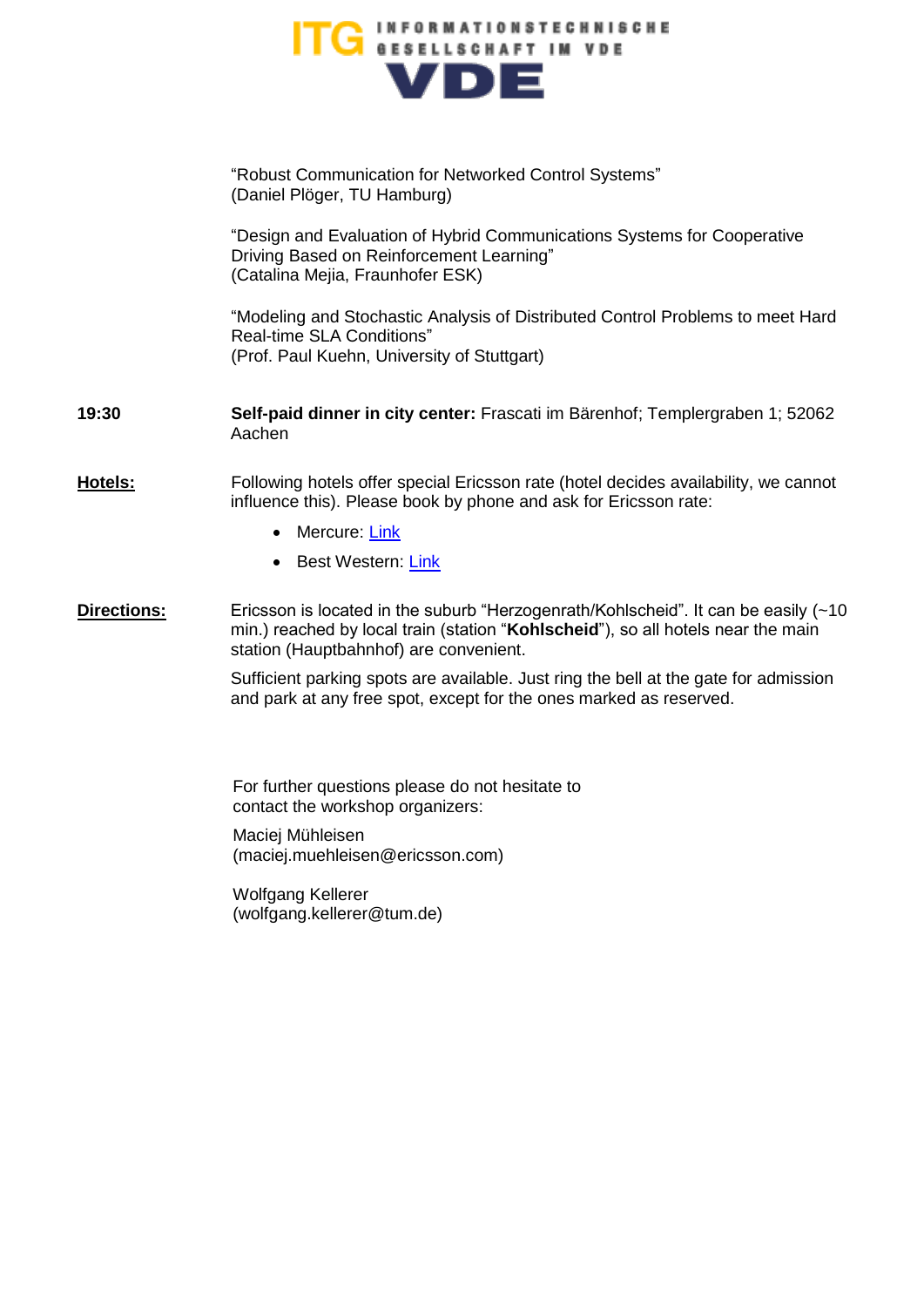"Robust Communication for Networked Control Systems"
(Daniel Plöger, TU Hamburg)

"Design and Evaluation of Hybrid Communications Systems for Cooperative Driving Based on Reinforcement Learning"
(Catalina Mejia, Fraunhofer ESK)

"Modeling and Stochastic Analysis of Distributed Control Problems to meet Hard Real-time SLA Conditions"
(Prof. Paul Kuehn, University of Stuttgart)

**19:30** **Self-paid dinner in city center:** Frascati im Bärenhof; Templergraben 1; 52062 Aachen

**Hotels:** Following hotels offer special Ericsson rate (hotel decides availability, we cannot influence this). Please book by phone and ask for Ericsson rate:

- Mercure: Link
- Best Western: Link

**Directions:** Ericsson is located in the suburb "Herzogenrath/Kohlscheid". It can be easily (~10 min.) reached by local train (station "**Kohlscheid**"), so all hotels near the main station (Hauptbahnhof) are convenient.

Sufficient parking spots are available. Just ring the bell at the gate for admission and park at any free spot, except for the ones marked as reserved.

For further questions please do not hesitate to contact the workshop organizers:

Maciej Mühleisen
(maciej.muehleisen@ericsson.com)

Wolfgang Kellerer
(wolfgang.kellerer@tum.de)